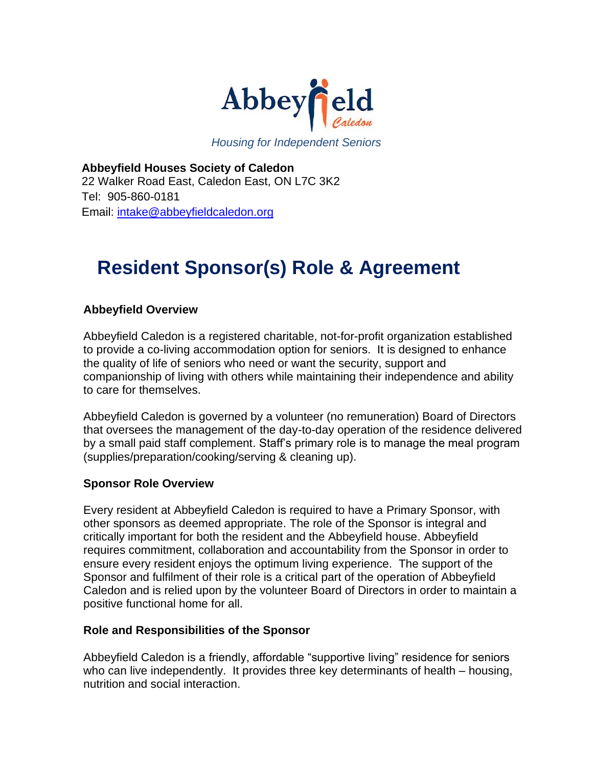Abbeyfield Caledon

*Housing for Independent Seniors*

**Abbeyfield Houses Society of Caledon**
22 Walker Road East, Caledon East, ON L7C 3K2
Tel: 905-860-0181
Email: intake@abbeyfieldcaledon.org

# Resident Sponsor(s) Role & Agreement

### Abbeyfield Overview

Abbeyfield Caledon is a registered charitable, not-for-profit organization established to provide a co-living accommodation option for seniors. It is designed to enhance the quality of life of seniors who need or want the security, support and companionship of living with others while maintaining their independence and ability to care for themselves.

Abbeyfield Caledon is governed by a volunteer (no remuneration) Board of Directors that oversees the management of the day-to-day operation of the residence delivered by a small paid staff complement. Staff's primary role is to manage the meal program (supplies/preparation/cooking/serving & cleaning up).

### Sponsor Role Overview

Every resident at Abbeyfield Caledon is required to have a Primary Sponsor, with other sponsors as deemed appropriate. The role of the Sponsor is integral and critically important for both the resident and the Abbeyfield house. Abbeyfield requires commitment, collaboration and accountability from the Sponsor in order to ensure every resident enjoys the optimum living experience. The support of the Sponsor and fulfilment of their role is a critical part of the operation of Abbeyfield Caledon and is relied upon by the volunteer Board of Directors in order to maintain a positive functional home for all.

### Role and Responsibilities of the Sponsor

Abbeyfield Caledon is a friendly, affordable "supportive living" residence for seniors who can live independently. It provides three key determinants of health – housing, nutrition and social interaction.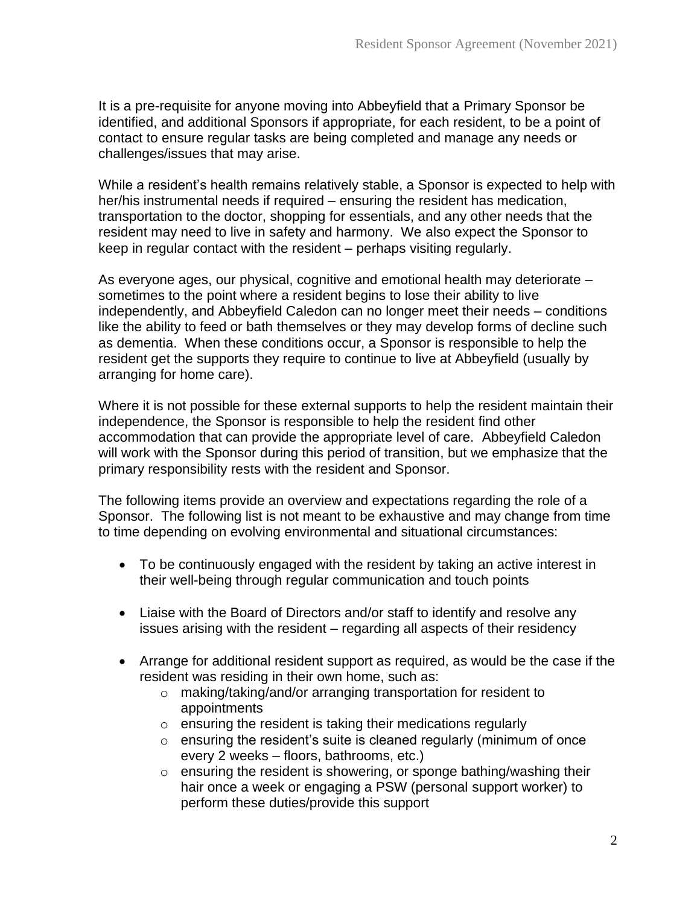It is a pre-requisite for anyone moving into Abbeyfield that a Primary Sponsor be identified, and additional Sponsors if appropriate, for each resident, to be a point of contact to ensure regular tasks are being completed and manage any needs or challenges/issues that may arise.

While a resident's health remains relatively stable, a Sponsor is expected to help with her/his instrumental needs if required – ensuring the resident has medication, transportation to the doctor, shopping for essentials, and any other needs that the resident may need to live in safety and harmony. We also expect the Sponsor to keep in regular contact with the resident – perhaps visiting regularly.

As everyone ages, our physical, cognitive and emotional health may deteriorate – sometimes to the point where a resident begins to lose their ability to live independently, and Abbeyfield Caledon can no longer meet their needs – conditions like the ability to feed or bath themselves or they may develop forms of decline such as dementia. When these conditions occur, a Sponsor is responsible to help the resident get the supports they require to continue to live at Abbeyfield (usually by arranging for home care).

Where it is not possible for these external supports to help the resident maintain their independence, the Sponsor is responsible to help the resident find other accommodation that can provide the appropriate level of care. Abbeyfield Caledon will work with the Sponsor during this period of transition, but we emphasize that the primary responsibility rests with the resident and Sponsor.

The following items provide an overview and expectations regarding the role of a Sponsor. The following list is not meant to be exhaustive and may change from time to time depending on evolving environmental and situational circumstances:

- To be continuously engaged with the resident by taking an active interest in their well-being through regular communication and touch points
- Liaise with the Board of Directors and/or staff to identify and resolve any issues arising with the resident – regarding all aspects of their residency
- Arrange for additional resident support as required, as would be the case if the resident was residing in their own home, such as:
  - making/taking/and/or arranging transportation for resident to appointments
  - ensuring the resident is taking their medications regularly
  - ensuring the resident's suite is cleaned regularly (minimum of once every 2 weeks – floors, bathrooms, etc.)
  - ensuring the resident is showering, or sponge bathing/washing their hair once a week or engaging a PSW (personal support worker) to perform these duties/provide this support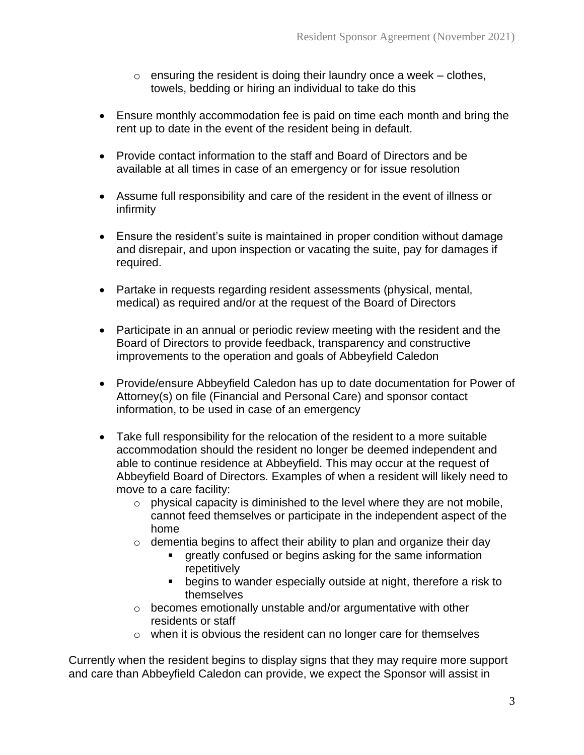- ensuring the resident is doing their laundry once a week – clothes, towels, bedding or hiring an individual to take do this

- Ensure monthly accommodation fee is paid on time each month and bring the rent up to date in the event of the resident being in default.

- Provide contact information to the staff and Board of Directors and be available at all times in case of an emergency or for issue resolution

- Assume full responsibility and care of the resident in the event of illness or infirmity

- Ensure the resident's suite is maintained in proper condition without damage and disrepair, and upon inspection or vacating the suite, pay for damages if required.

- Partake in requests regarding resident assessments (physical, mental, medical) as required and/or at the request of the Board of Directors

- Participate in an annual or periodic review meeting with the resident and the Board of Directors to provide feedback, transparency and constructive improvements to the operation and goals of Abbeyfield Caledon

- Provide/ensure Abbeyfield Caledon has up to date documentation for Power of Attorney(s) on file (Financial and Personal Care) and sponsor contact information, to be used in case of an emergency

- Take full responsibility for the relocation of the resident to a more suitable accommodation should the resident no longer be deemed independent and able to continue residence at Abbeyfield. This may occur at the request of Abbeyfield Board of Directors. Examples of when a resident will likely need to move to a care facility:
  - physical capacity is diminished to the level where they are not mobile, cannot feed themselves or participate in the independent aspect of the home
  - dementia begins to affect their ability to plan and organize their day
    - greatly confused or begins asking for the same information repetitively
    - begins to wander especially outside at night, therefore a risk to themselves
  - becomes emotionally unstable and/or argumentative with other residents or staff
  - when it is obvious the resident can no longer care for themselves

Currently when the resident begins to display signs that they may require more support and care than Abbeyfield Caledon can provide, we expect the Sponsor will assist in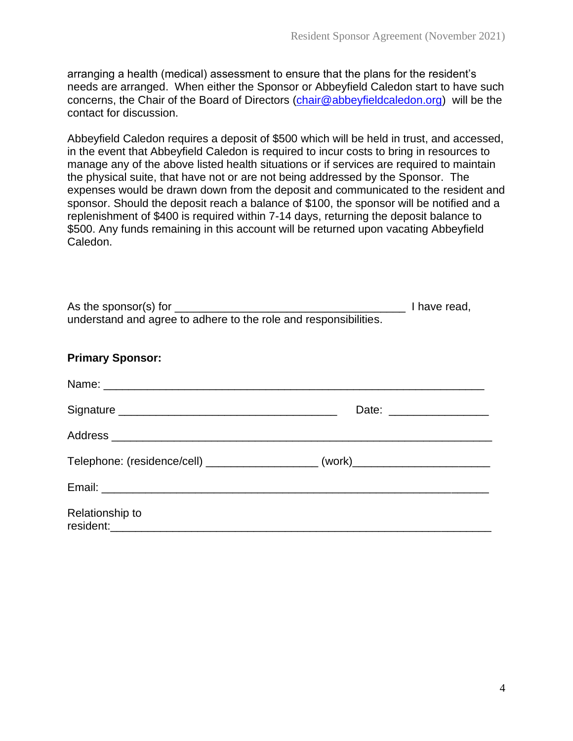arranging a health (medical) assessment to ensure that the plans for the resident's needs are arranged. When either the Sponsor or Abbeyfield Caledon start to have such concerns, the Chair of the Board of Directors (chair@abbeyfieldcaledon.org) will be the contact for discussion.

Abbeyfield Caledon requires a deposit of $500 which will be held in trust, and accessed, in the event that Abbeyfield Caledon is required to incur costs to bring in resources to manage any of the above listed health situations or if services are required to maintain the physical suite, that have not or are not being addressed by the Sponsor. The expenses would be drawn down from the deposit and communicated to the resident and sponsor. Should the deposit reach a balance of $100, the sponsor will be notified and a replenishment of $400 is required within 7-14 days, returning the deposit balance to $500. Any funds remaining in this account will be returned upon vacating Abbeyfield Caledon.

As the sponsor(s) for ______________________________________ I have read, understand and agree to adhere to the role and responsibilities.

**Primary Sponsor:**

Name: ______________________________________________________________

Signature ____________________________________ Date: ________________

Address ______________________________________________________________

Telephone: (residence/cell) __________________ (work)______________________

Email: _______________________________________________________________

Relationship to resident:______________________________________________________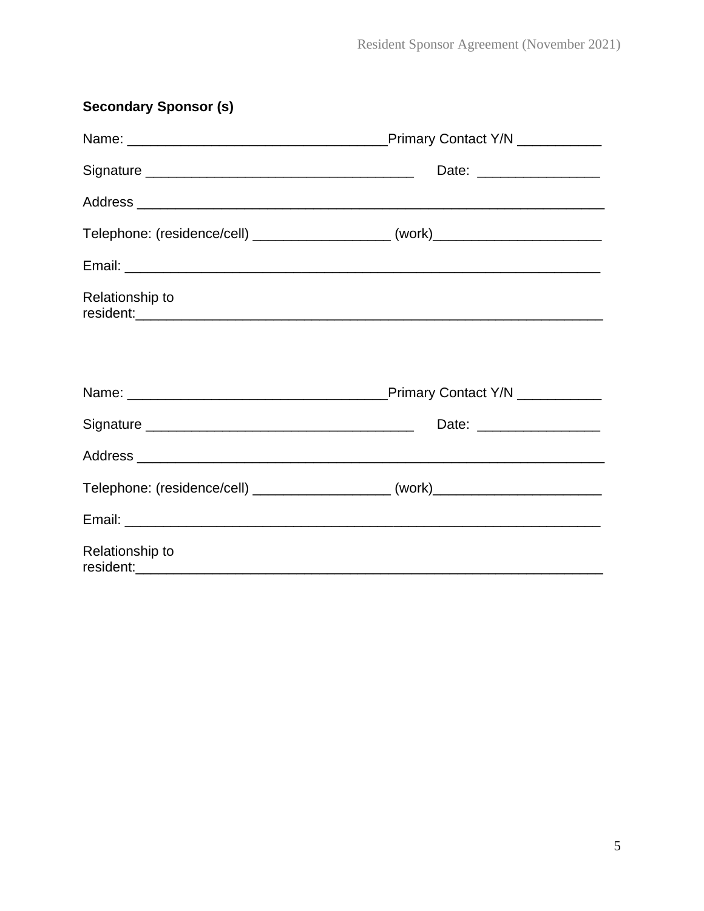**Secondary Sponsor (s)**

Name: _________________________________Primary Contact Y/N ___________

Signature __________________________________ Date: ________________

Address ____________________________________________________________

Telephone: (residence/cell) __________________ (work)______________________

Email: ______________________________________________________________

Relationship to resident:______________________________________________________________

Name: _________________________________Primary Contact Y/N ___________

Signature __________________________________ Date: ________________

Address ____________________________________________________________

Telephone: (residence/cell) __________________ (work)______________________

Email: ______________________________________________________________

Relationship to resident:______________________________________________________________